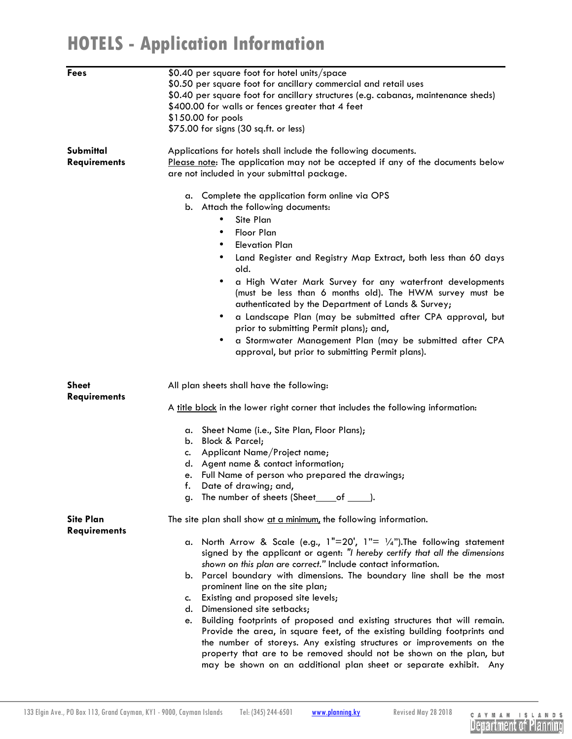# HOTELS - Application Information

| | |
|---|---|
| **Fees** | $0.40 per square foot for hotel units/space<br>$0.50 per square foot for ancillary commercial and retail uses<br>$0.40 per square foot for ancillary structures (e.g. cabanas, maintenance sheds)<br>$400.00 for walls or fences greater that 4 feet<br>$150.00 for pools<br>$75.00 for signs (30 sq.ft. or less) |

**Submittal Requirements**

Applications for hotels shall include the following documents.
Please note: The application may not be accepted if any of the documents below are not included in your submittal package.

a. Complete the application form online via OPS
b. Attach the following documents:
   - Site Plan
   - Floor Plan
   - Elevation Plan
   - Land Register and Registry Map Extract, both less than 60 days old.
   - a High Water Mark Survey for any waterfront developments (must be less than 6 months old). The HWM survey must be authenticated by the Department of Lands & Survey;
   - a Landscape Plan (may be submitted after CPA approval, but prior to submitting Permit plans); and,
   - a Stormwater Management Plan (may be submitted after CPA approval, but prior to submitting Permit plans).

**Sheet Requirements**

All plan sheets shall have the following:

A title block in the lower right corner that includes the following information:

a. Sheet Name (i.e., Site Plan, Floor Plans);
b. Block & Parcel;
c. Applicant Name/Project name;
d. Agent name & contact information;
e. Full Name of person who prepared the drawings;
f. Date of drawing; and,
g. The number of sheets (Sheet____of _____).

**Site Plan Requirements**

The site plan shall show at a minimum, the following information.

a. North Arrow & Scale (e.g., 1"=20', 1"= ¼").The following statement signed by the applicant or agent: *"I hereby certify that all the dimensions shown on this plan are correct."* Include contact information.
b. Parcel boundary with dimensions. The boundary line shall be the most prominent line on the site plan;
c. Existing and proposed site levels;
d. Dimensioned site setbacks;
e. Building footprints of proposed and existing structures that will remain. Provide the area, in square feet, of the existing building footprints and the number of storeys. Any existing structures or improvements on the property that are to be removed should not be shown on the plan, but may be shown on an additional plan sheet or separate exhibit. Any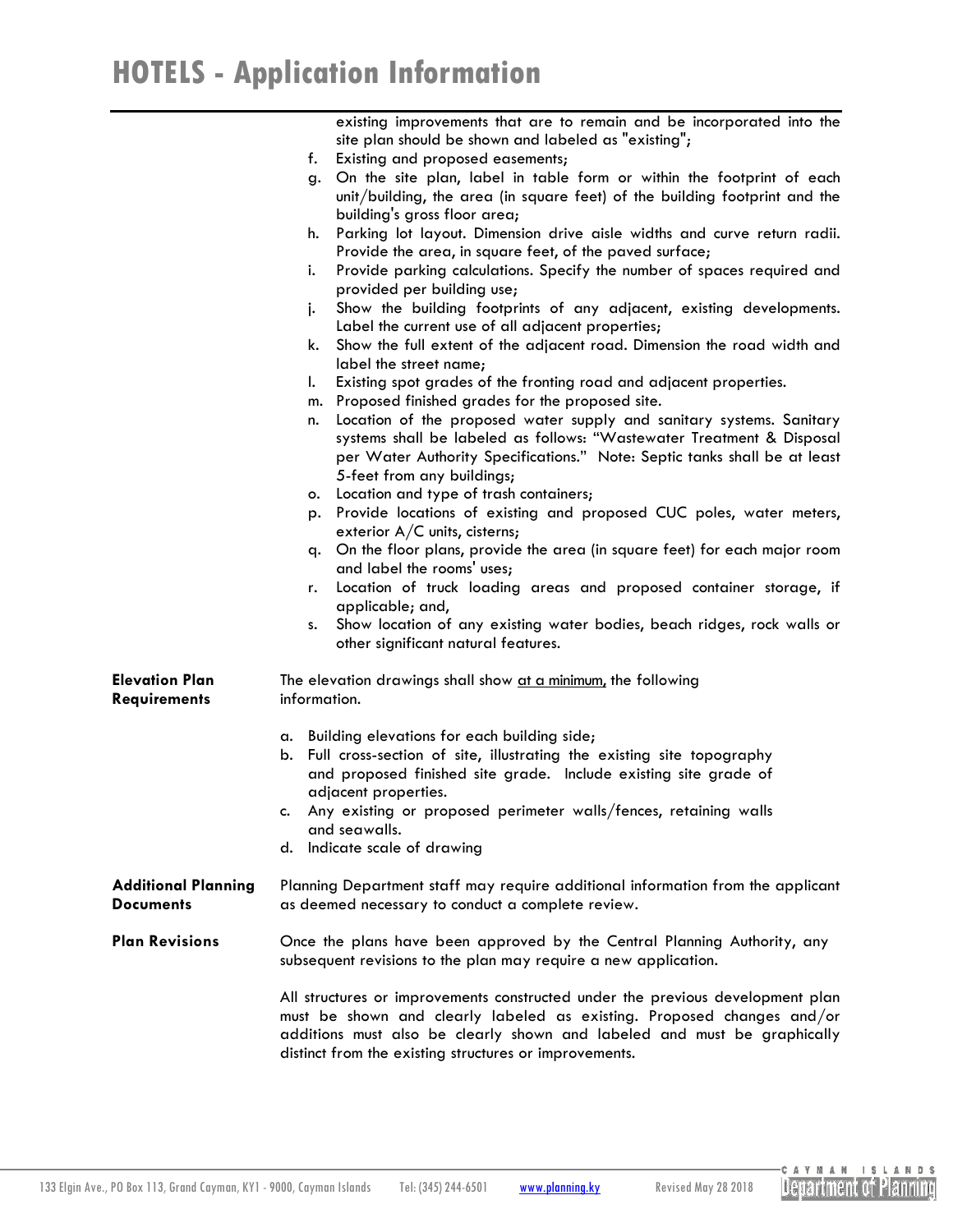# HOTELS - Application Information

existing improvements that are to remain and be incorporated into the site plan should be shown and labeled as "existing";

f. Existing and proposed easements;
g. On the site plan, label in table form or within the footprint of each unit/building, the area (in square feet) of the building footprint and the building's gross floor area;
h. Parking lot layout. Dimension drive aisle widths and curve return radii. Provide the area, in square feet, of the paved surface;
i. Provide parking calculations. Specify the number of spaces required and provided per building use;
j. Show the building footprints of any adjacent, existing developments. Label the current use of all adjacent properties;
k. Show the full extent of the adjacent road. Dimension the road width and label the street name;
l. Existing spot grades of the fronting road and adjacent properties.
m. Proposed finished grades for the proposed site.
n. Location of the proposed water supply and sanitary systems. Sanitary systems shall be labeled as follows: "Wastewater Treatment & Disposal per Water Authority Specifications." Note: Septic tanks shall be at least 5-feet from any buildings;
o. Location and type of trash containers;
p. Provide locations of existing and proposed CUC poles, water meters, exterior A/C units, cisterns;
q. On the floor plans, provide the area (in square feet) for each major room and label the rooms' uses;
r. Location of truck loading areas and proposed container storage, if applicable; and,
s. Show location of any existing water bodies, beach ridges, rock walls or other significant natural features.

**Elevation Plan Requirements**

The elevation drawings shall show <u>at a minimum,</u> the following information.

a. Building elevations for each building side;
b. Full cross-section of site, illustrating the existing site topography and proposed finished site grade. Include existing site grade of adjacent properties.
c. Any existing or proposed perimeter walls/fences, retaining walls and seawalls.
d. Indicate scale of drawing

**Additional Planning Documents**

Planning Department staff may require additional information from the applicant as deemed necessary to conduct a complete review.

**Plan Revisions**

Once the plans have been approved by the Central Planning Authority, any subsequent revisions to the plan may require a new application.

All structures or improvements constructed under the previous development plan must be shown and clearly labeled as existing. Proposed changes and/or additions must also be clearly shown and labeled and must be graphically distinct from the existing structures or improvements.